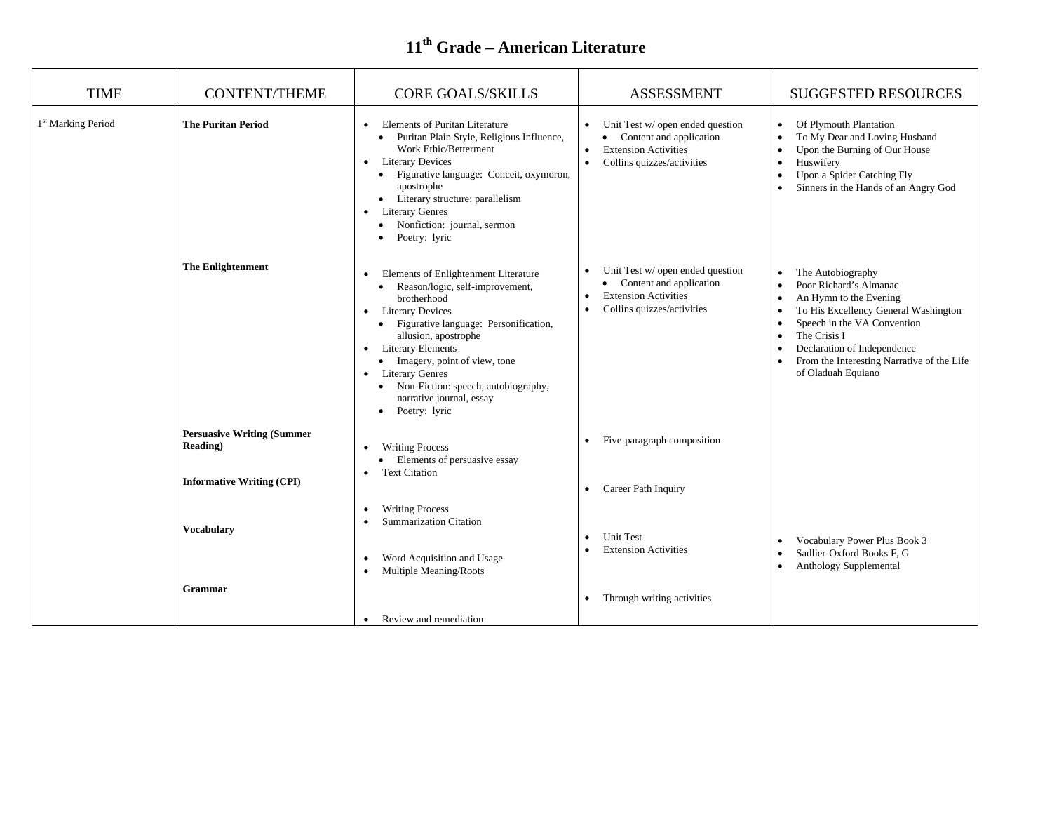# 11th Grade – American Literature

| TIME | CONTENT/THEME | CORE GOALS/SKILLS | ASSESSMENT | SUGGESTED RESOURCES |
|---|---|---|---|---|
| 1st Marking Period | **The Puritan Period** | • Elements of Puritan Literature<br>  ◦ Puritan Plain Style, Religious Influence, Work Ethic/Betterment<br>• Literary Devices<br>  ◦ Figurative language: Conceit, oxymoron, apostrophe<br>  ◦ Literary structure: parallelism<br>• Literary Genres<br>  ◦ Nonfiction: journal, sermon<br>  ◦ Poetry: lyric | • Unit Test w/ open ended question<br>  ◦ Content and application<br>• Extension Activities<br>• Collins quizzes/activities | • Of Plymouth Plantation<br>• To My Dear and Loving Husband<br>• Upon the Burning of Our House<br>• Huswifery<br>• Upon a Spider Catching Fly<br>• Sinners in the Hands of an Angry God |
| | **The Enlightenment** | • Elements of Enlightenment Literature<br>  ◦ Reason/logic, self-improvement, brotherhood<br>• Literary Devices<br>  ◦ Figurative language: Personification, allusion, apostrophe<br>• Literary Elements<br>  ◦ Imagery, point of view, tone<br>• Literary Genres<br>  ◦ Non-Fiction: speech, autobiography, narrative journal, essay<br>  ◦ Poetry: lyric | • Unit Test w/ open ended question<br>  ◦ Content and application<br>• Extension Activities<br>• Collins quizzes/activities | • The Autobiography<br>• Poor Richard's Almanac<br>• An Hymn to the Evening<br>• To His Excellency General Washington<br>• Speech in the VA Convention<br>• The Crisis I<br>• Declaration of Independence<br>• From the Interesting Narrative of the Life of Oladuah Equiano |
| | **Persuasive Writing (Summer Reading)** | • Writing Process<br>  ◦ Elements of persuasive essay<br>• Text Citation | • Five-paragraph composition | |
| | **Informative Writing (CPI)** | • Writing Process<br>• Summarization Citation | • Career Path Inquiry | |
| | **Vocabulary** | • Word Acquisition and Usage<br>• Multiple Meaning/Roots | • Unit Test<br>• Extension Activities | • Vocabulary Power Plus Book 3<br>• Sadlier-Oxford Books F, G<br>• Anthology Supplemental |
| | **Grammar** | • Review and remediation | • Through writing activities | |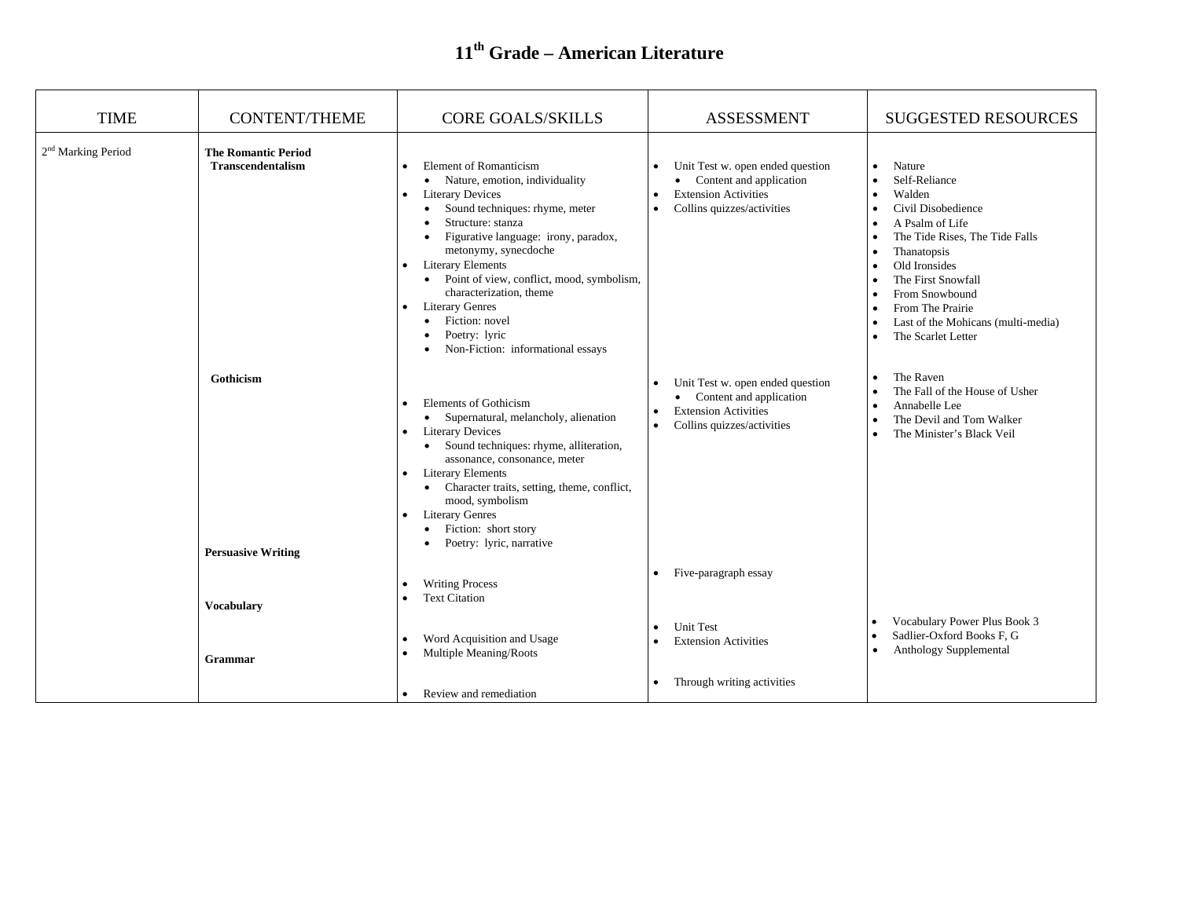# 11th Grade – American Literature

| TIME | CONTENT/THEME | CORE GOALS/SKILLS | ASSESSMENT | SUGGESTED RESOURCES |
|---|---|---|---|---|
| 2nd Marking Period | **The Romantic Period**<br>**Transcendentalism** | • Element of Romanticism<br>  • Nature, emotion, individuality<br>• Literary Devices<br>  • Sound techniques: rhyme, meter<br>  • Structure: stanza<br>  • Figurative language: irony, paradox, metonymy, synecdoche<br>• Literary Elements<br>  • Point of view, conflict, mood, symbolism, characterization, theme<br>• Literary Genres<br>  • Fiction: novel<br>  • Poetry: lyric<br>  • Non-Fiction: informational essays | • Unit Test w. open ended question<br>  • Content and application<br>• Extension Activities<br>• Collins quizzes/activities | • Nature<br>• Self-Reliance<br>• Walden<br>• Civil Disobedience<br>• A Psalm of Life<br>• The Tide Rises, The Tide Falls<br>• Thanatopsis<br>• Old Ironsides<br>• The First Snowfall<br>• From Snowbound<br>• From The Prairie<br>• Last of the Mohicans (multi-media)<br>• The Scarlet Letter |
| | **Gothicism** | • Elements of Gothicism<br>  • Supernatural, melancholy, alienation<br>• Literary Devices<br>  • Sound techniques: rhyme, alliteration, assonance, consonance, meter<br>• Literary Elements<br>  • Character traits, setting, theme, conflict, mood, symbolism<br>• Literary Genres<br>  • Fiction: short story<br>  • Poetry: lyric, narrative | • Unit Test w. open ended question<br>  • Content and application<br>• Extension Activities<br>• Collins quizzes/activities | • The Raven<br>• The Fall of the House of Usher<br>• Annabelle Lee<br>• The Devil and Tom Walker<br>• The Minister's Black Veil |
| | **Persuasive Writing** | • Writing Process<br>• Text Citation | • Five-paragraph essay | |
| | **Vocabulary** | • Word Acquisition and Usage<br>• Multiple Meaning/Roots | • Unit Test<br>• Extension Activities | • Vocabulary Power Plus Book 3<br>• Sadlier-Oxford Books F, G<br>• Anthology Supplemental |
| | **Grammar** | • Review and remediation | • Through writing activities | |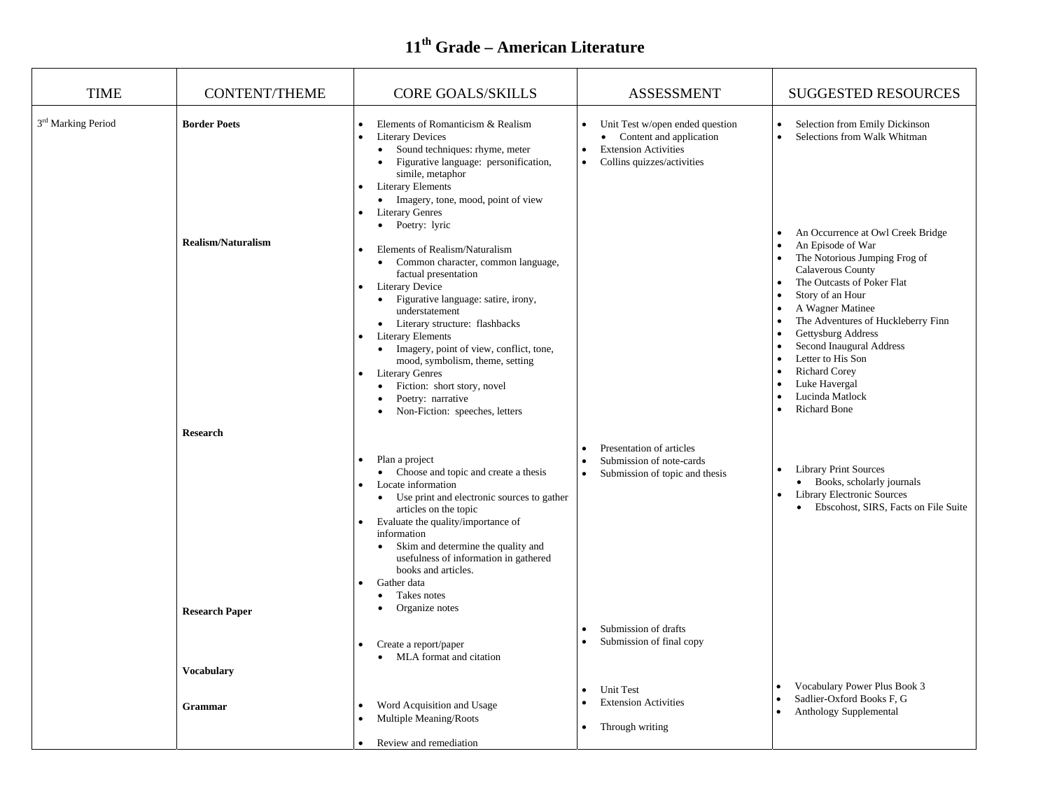# 11th Grade – American Literature

| TIME | CONTENT/THEME | CORE GOALS/SKILLS | ASSESSMENT | SUGGESTED RESOURCES |
|---|---|---|---|---|
| 3rd Marking Period | **Border Poets** | • Elements of Romanticism & Realism<br>• Literary Devices<br>  • Sound techniques: rhyme, meter<br>  • Figurative language: personification, simile, metaphor<br>• Literary Elements<br>  • Imagery, tone, mood, point of view<br>• Literary Genres<br>  • Poetry: lyric | • Unit Test w/open ended question<br>  • Content and application<br>• Extension Activities<br>• Collins quizzes/activities | • Selection from Emily Dickinson<br>• Selections from Walk Whitman |
| | **Realism/Naturalism** | • Elements of Realism/Naturalism<br>  • Common character, common language, factual presentation<br>• Literary Device<br>  • Figurative language: satire, irony, understatement<br>  • Literary structure: flashbacks<br>• Literary Elements<br>  • Imagery, point of view, conflict, tone, mood, symbolism, theme, setting<br>• Literary Genres<br>  • Fiction: short story, novel<br>  • Poetry: narrative<br>  • Non-Fiction: speeches, letters | | • An Occurrence at Owl Creek Bridge<br>• An Episode of War<br>• The Notorious Jumping Frog of Calaverous County<br>• The Outcasts of Poker Flat<br>• Story of an Hour<br>• A Wagner Matinee<br>• The Adventures of Huckleberry Finn<br>• Gettysburg Address<br>• Second Inaugural Address<br>• Letter to His Son<br>• Richard Corey<br>• Luke Havergal<br>• Lucinda Matlock<br>• Richard Bone |
| | **Research** | • Plan a project<br>  • Choose and topic and create a thesis<br>• Locate information<br>  • Use print and electronic sources to gather articles on the topic<br>• Evaluate the quality/importance of information<br>  • Skim and determine the quality and usefulness of information in gathered books and articles.<br>• Gather data<br>  • Takes notes<br>  • Organize notes | • Presentation of articles<br>• Submission of note-cards<br>• Submission of topic and thesis | • Library Print Sources<br>  • Books, scholarly journals<br>• Library Electronic Sources<br>  • Ebscohost, SIRS, Facts on File Suite |
| | **Research Paper** | • Create a report/paper<br>  • MLA format and citation | • Submission of drafts<br>• Submission of final copy | |
| | **Vocabulary** | • Word Acquisition and Usage<br>• Multiple Meaning/Roots | • Unit Test<br>• Extension Activities | • Vocabulary Power Plus Book 3<br>• Sadlier-Oxford Books F, G<br>• Anthology Supplemental |
| | **Grammar** | • Review and remediation | • Through writing | |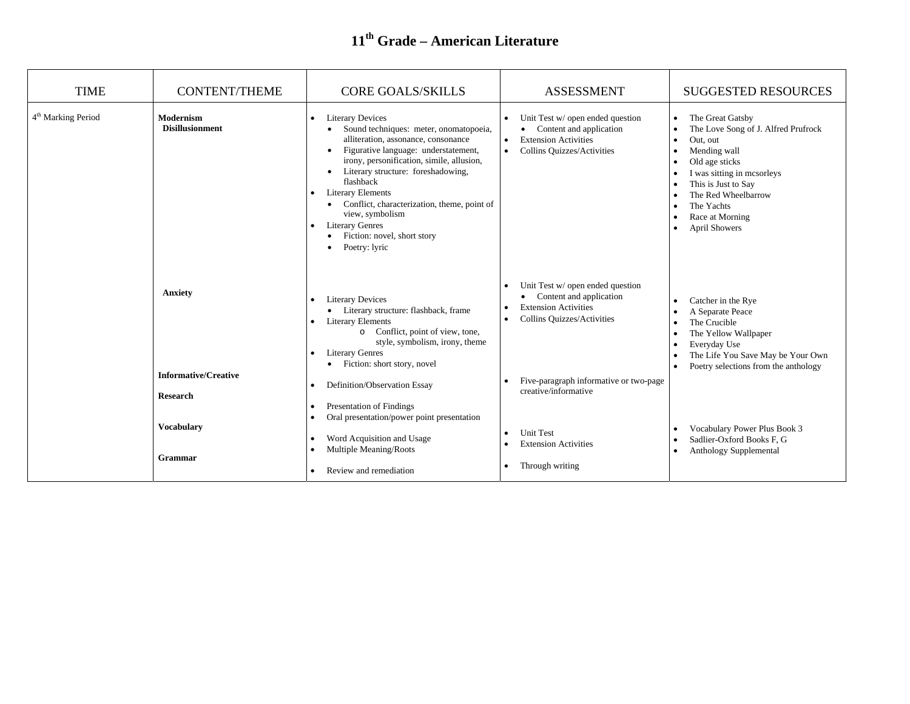# 11th Grade – American Literature

| TIME | CONTENT/THEME | CORE GOALS/SKILLS | ASSESSMENT | SUGGESTED RESOURCES |
|---|---|---|---|---|
| 4th Marking Period | **Modernism**<br>**Disillusionment** | • Literary Devices<br>  • Sound techniques: meter, onomatopoeia, alliteration, assonance, consonance<br>  • Figurative language: understatement, irony, personification, simile, allusion,<br>  • Literary structure: foreshadowing, flashback<br>• Literary Elements<br>  • Conflict, characterization, theme, point of view, symbolism<br>• Literary Genres<br>  • Fiction: novel, short story<br>  • Poetry: lyric | • Unit Test w/ open ended question<br>  • Content and application<br>• Extension Activities<br>• Collins Quizzes/Activities | • The Great Gatsby<br>• The Love Song of J. Alfred Prufrock<br>• Out, out<br>• Mending wall<br>• Old age sticks<br>• I was sitting in mcsorleys<br>• This is Just to Say<br>• The Red Wheelbarrow<br>• The Yachts<br>• Race at Morning<br>• April Showers |
| | **Anxiety** | • Literary Devices<br>  • Literary structure: flashback, frame<br>• Literary Elements<br>  o Conflict, point of view, tone, style, symbolism, irony, theme<br>• Literary Genres<br>  • Fiction: short story, novel | • Unit Test w/ open ended question<br>  • Content and application<br>• Extension Activities<br>• Collins Quizzes/Activities | • Catcher in the Rye<br>• A Separate Peace<br>• The Crucible<br>• The Yellow Wallpaper<br>• Everyday Use<br>• The Life You Save May be Your Own<br>• Poetry selections from the anthology |
| | **Informative/Creative** | • Definition/Observation Essay | • Five-paragraph informative or two-page creative/informative | |
| | **Research** | • Presentation of Findings<br>• Oral presentation/power point presentation | | |
| | **Vocabulary** | • Word Acquisition and Usage<br>• Multiple Meaning/Roots | • Unit Test<br>• Extension Activities | • Vocabulary Power Plus Book 3<br>• Sadlier-Oxford Books F, G<br>• Anthology Supplemental |
| | **Grammar** | • Review and remediation | • Through writing | |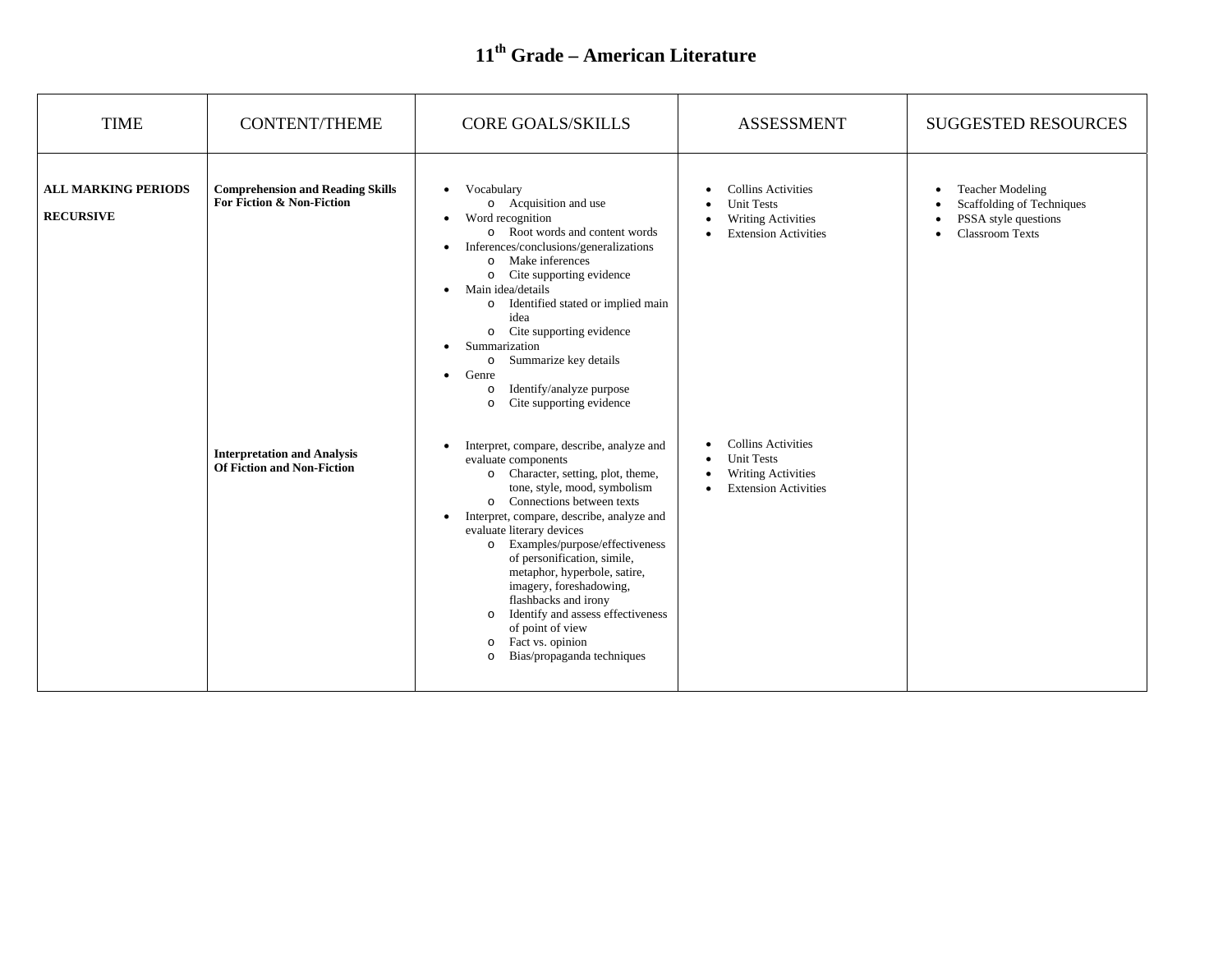# 11th Grade – American Literature

| TIME | CONTENT/THEME | CORE GOALS/SKILLS | ASSESSMENT | SUGGESTED RESOURCES |
|---|---|---|---|---|
| **ALL MARKING PERIODS**<br><br>**RECURSIVE** | **Comprehension and Reading Skills For Fiction & Non-Fiction** | • Vocabulary<br>  o Acquisition and use<br>• Word recognition<br>  o Root words and content words<br>• Inferences/conclusions/generalizations<br>  o Make inferences<br>  o Cite supporting evidence<br>• Main idea/details<br>  o Identified stated or implied main idea<br>  o Cite supporting evidence<br>• Summarization<br>  o Summarize key details<br>• Genre<br>  o Identify/analyze purpose<br>  o Cite supporting evidence | • Collins Activities<br>• Unit Tests<br>• Writing Activities<br>• Extension Activities | • Teacher Modeling<br>• Scaffolding of Techniques<br>• PSSA style questions<br>• Classroom Texts |
| | **Interpretation and Analysis Of Fiction and Non-Fiction** | • Interpret, compare, describe, analyze and evaluate components<br>  o Character, setting, plot, theme, tone, style, mood, symbolism<br>  o Connections between texts<br>• Interpret, compare, describe, analyze and evaluate literary devices<br>  o Examples/purpose/effectiveness of personification, simile, metaphor, hyperbole, satire, imagery, foreshadowing, flashbacks and irony<br>  o Identify and assess effectiveness of point of view<br>  o Fact vs. opinion<br>  o Bias/propaganda techniques | • Collins Activities<br>• Unit Tests<br>• Writing Activities<br>• Extension Activities | |